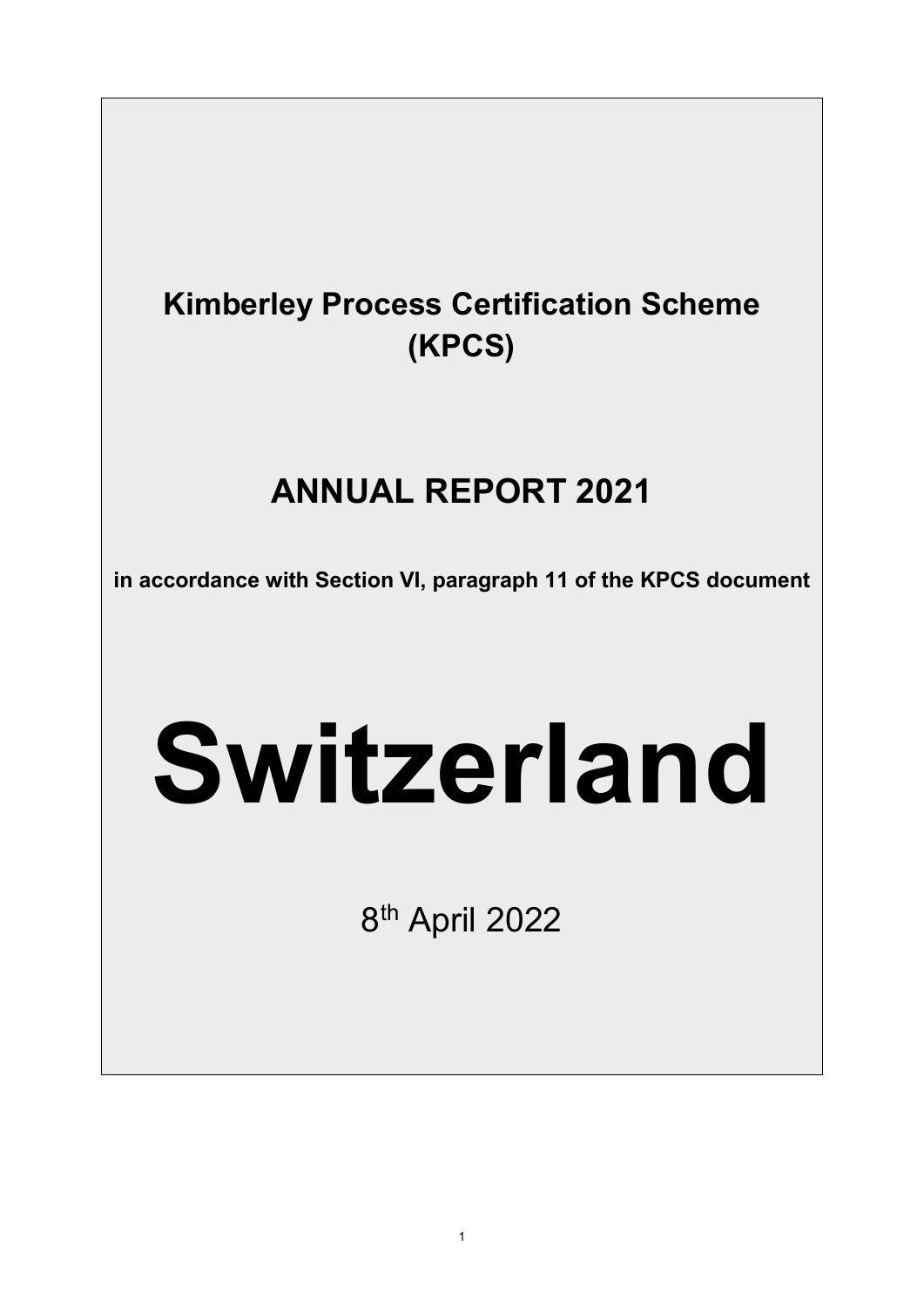# Kimberley Process Certification Scheme (KPCS)

# ANNUAL REPORT 2021

**in accordance with Section VI, paragraph 11 of the KPCS document**

# Switzerland

8th April 2022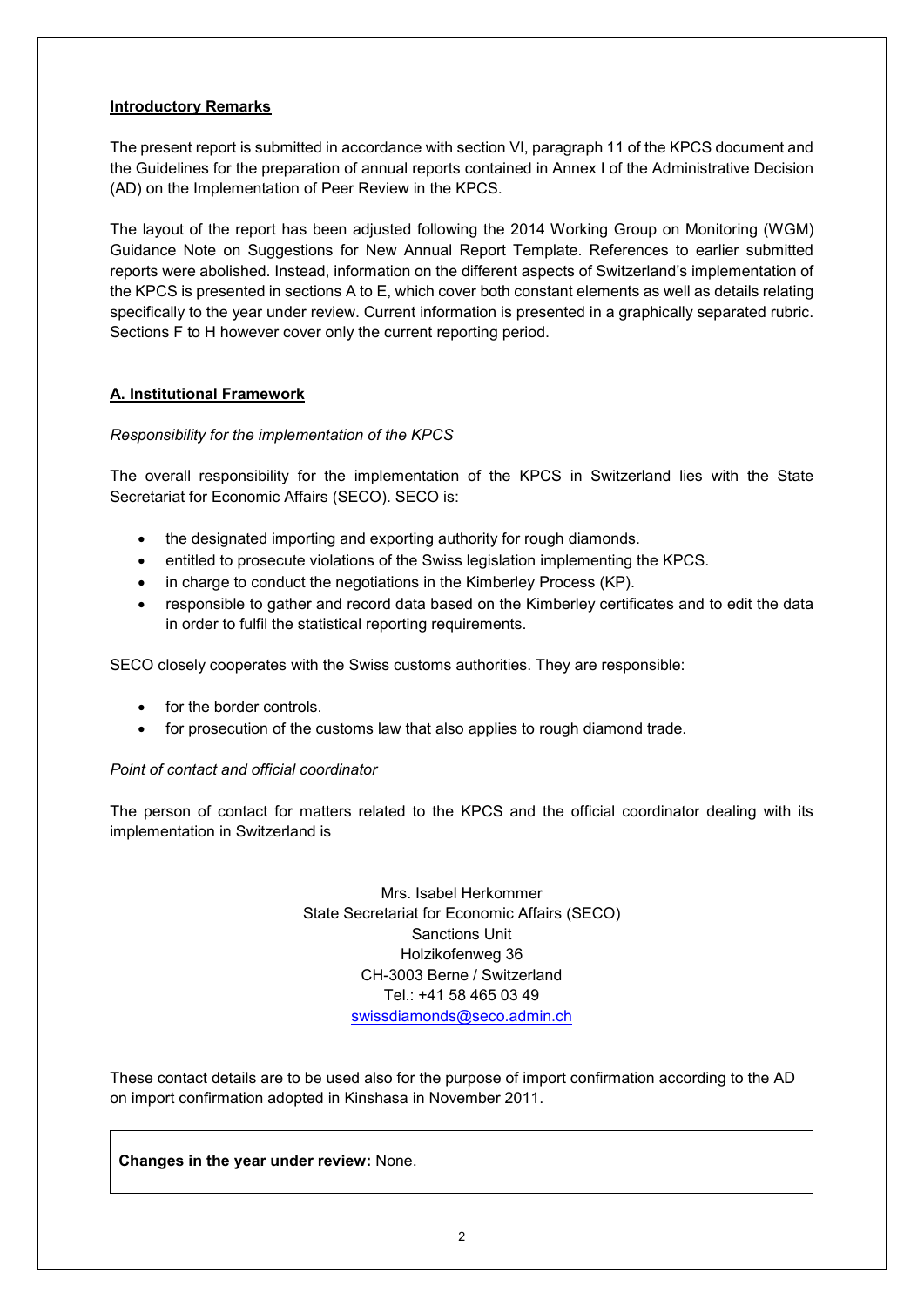**Introductory Remarks**

The present report is submitted in accordance with section VI, paragraph 11 of the KPCS document and the Guidelines for the preparation of annual reports contained in Annex I of the Administrative Decision (AD) on the Implementation of Peer Review in the KPCS.

The layout of the report has been adjusted following the 2014 Working Group on Monitoring (WGM) Guidance Note on Suggestions for New Annual Report Template. References to earlier submitted reports were abolished. Instead, information on the different aspects of Switzerland's implementation of the KPCS is presented in sections A to E, which cover both constant elements as well as details relating specifically to the year under review. Current information is presented in a graphically separated rubric. Sections F to H however cover only the current reporting period.

## A. Institutional Framework

*Responsibility for the implementation of the KPCS*

The overall responsibility for the implementation of the KPCS in Switzerland lies with the State Secretariat for Economic Affairs (SECO). SECO is:

- the designated importing and exporting authority for rough diamonds.
- entitled to prosecute violations of the Swiss legislation implementing the KPCS.
- in charge to conduct the negotiations in the Kimberley Process (KP).
- responsible to gather and record data based on the Kimberley certificates and to edit the data in order to fulfil the statistical reporting requirements.

SECO closely cooperates with the Swiss customs authorities. They are responsible:

- for the border controls.
- for prosecution of the customs law that also applies to rough diamond trade.

*Point of contact and official coordinator*

The person of contact for matters related to the KPCS and the official coordinator dealing with its implementation in Switzerland is

Mrs. Isabel Herkommer
State Secretariat for Economic Affairs (SECO)
Sanctions Unit
Holzikofenweg 36
CH-3003 Berne / Switzerland
Tel.: +41 58 465 03 49
swissdiamonds@seco.admin.ch

These contact details are to be used also for the purpose of import confirmation according to the AD on import confirmation adopted in Kinshasa in November 2011.

**Changes in the year under review:** None.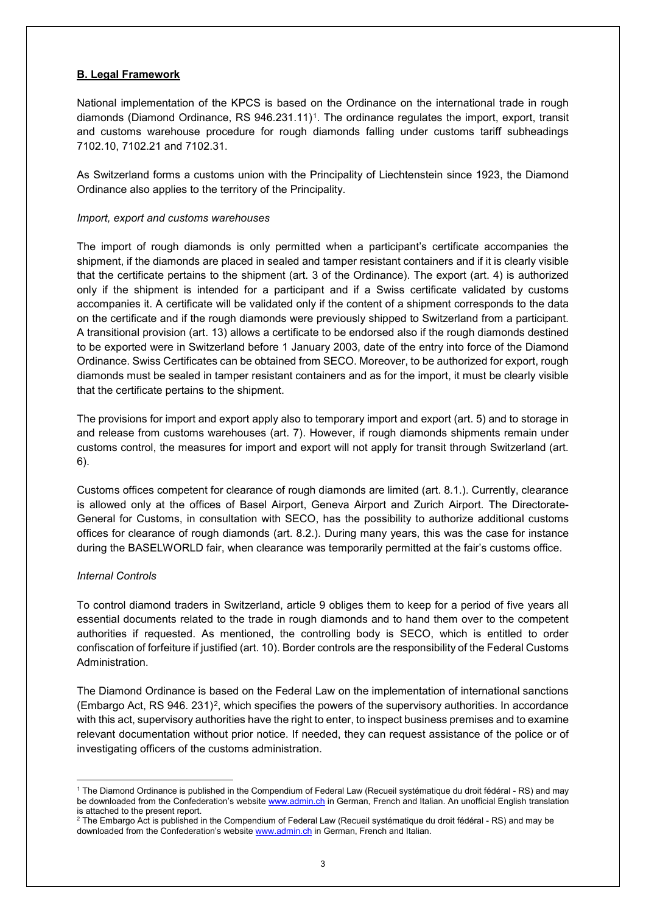## B. Legal Framework

National implementation of the KPCS is based on the Ordinance on the international trade in rough diamonds (Diamond Ordinance, RS 946.231.11)[1]. The ordinance regulates the import, export, transit and customs warehouse procedure for rough diamonds falling under customs tariff subheadings 7102.10, 7102.21 and 7102.31.

As Switzerland forms a customs union with the Principality of Liechtenstein since 1923, the Diamond Ordinance also applies to the territory of the Principality.

*Import, export and customs warehouses*

The import of rough diamonds is only permitted when a participant's certificate accompanies the shipment, if the diamonds are placed in sealed and tamper resistant containers and if it is clearly visible that the certificate pertains to the shipment (art. 3 of the Ordinance). The export (art. 4) is authorized only if the shipment is intended for a participant and if a Swiss certificate validated by customs accompanies it. A certificate will be validated only if the content of a shipment corresponds to the data on the certificate and if the rough diamonds were previously shipped to Switzerland from a participant. A transitional provision (art. 13) allows a certificate to be endorsed also if the rough diamonds destined to be exported were in Switzerland before 1 January 2003, date of the entry into force of the Diamond Ordinance. Swiss Certificates can be obtained from SECO. Moreover, to be authorized for export, rough diamonds must be sealed in tamper resistant containers and as for the import, it must be clearly visible that the certificate pertains to the shipment.

The provisions for import and export apply also to temporary import and export (art. 5) and to storage in and release from customs warehouses (art. 7). However, if rough diamonds shipments remain under customs control, the measures for import and export will not apply for transit through Switzerland (art. 6).

Customs offices competent for clearance of rough diamonds are limited (art. 8.1.). Currently, clearance is allowed only at the offices of Basel Airport, Geneva Airport and Zurich Airport. The Directorate-General for Customs, in consultation with SECO, has the possibility to authorize additional customs offices for clearance of rough diamonds (art. 8.2.). During many years, this was the case for instance during the BASELWORLD fair, when clearance was temporarily permitted at the fair's customs office.

*Internal Controls*

To control diamond traders in Switzerland, article 9 obliges them to keep for a period of five years all essential documents related to the trade in rough diamonds and to hand them over to the competent authorities if requested. As mentioned, the controlling body is SECO, which is entitled to order confiscation of forfeiture if justified (art. 10). Border controls are the responsibility of the Federal Customs Administration.

The Diamond Ordinance is based on the Federal Law on the implementation of international sanctions (Embargo Act, RS 946. 231)[2], which specifies the powers of the supervisory authorities. In accordance with this act, supervisory authorities have the right to enter, to inspect business premises and to examine relevant documentation without prior notice. If needed, they can request assistance of the police or of investigating officers of the customs administration.

---

[1] The Diamond Ordinance is published in the Compendium of Federal Law (Recueil systématique du droit fédéral - RS) and may be downloaded from the Confederation's website www.admin.ch in German, French and Italian. An unofficial English translation is attached to the present report.

[2] The Embargo Act is published in the Compendium of Federal Law (Recueil systématique du droit fédéral - RS) and may be downloaded from the Confederation's website www.admin.ch in German, French and Italian.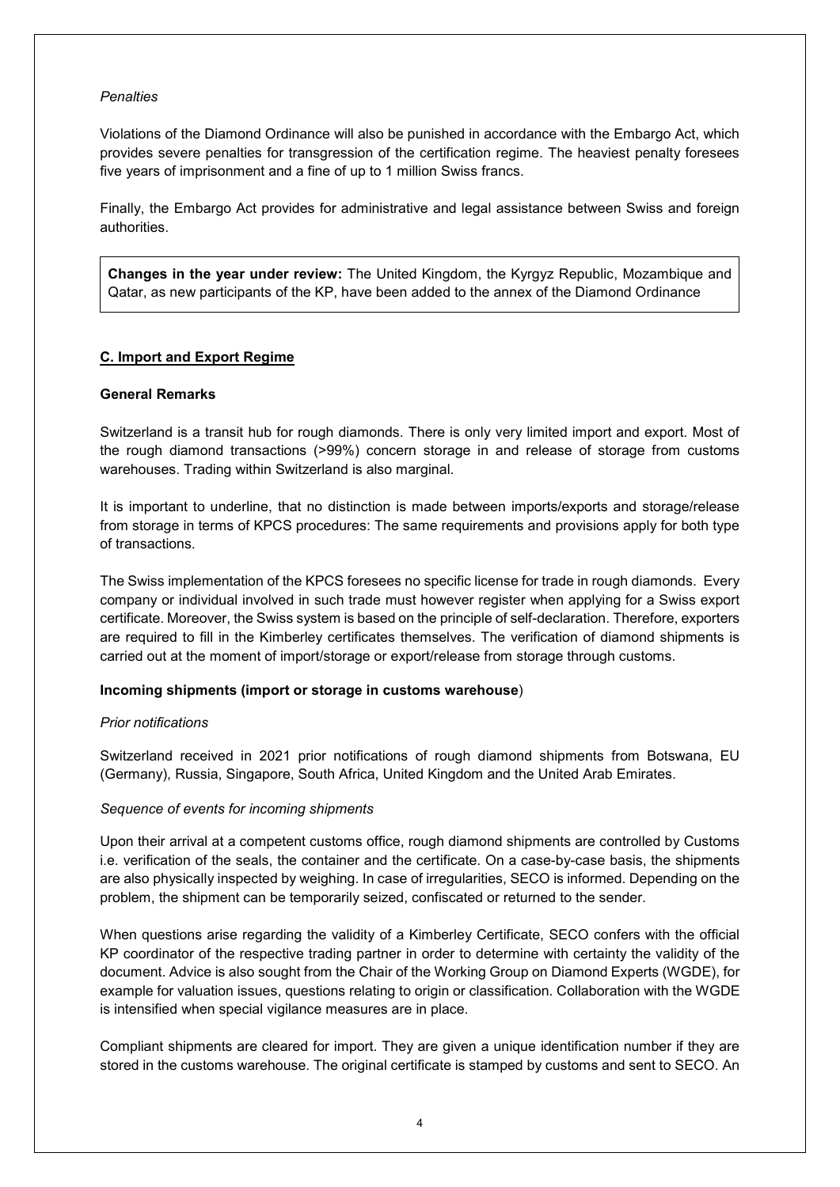*Penalties*

Violations of the Diamond Ordinance will also be punished in accordance with the Embargo Act, which provides severe penalties for transgression of the certification regime. The heaviest penalty foresees five years of imprisonment and a fine of up to 1 million Swiss francs.

Finally, the Embargo Act provides for administrative and legal assistance between Swiss and foreign authorities.

**Changes in the year under review:** The United Kingdom, the Kyrgyz Republic, Mozambique and Qatar, as new participants of the KP, have been added to the annex of the Diamond Ordinance

## C. Import and Export Regime

### General Remarks

Switzerland is a transit hub for rough diamonds. There is only very limited import and export. Most of the rough diamond transactions (>99%) concern storage in and release of storage from customs warehouses. Trading within Switzerland is also marginal.

It is important to underline, that no distinction is made between imports/exports and storage/release from storage in terms of KPCS procedures: The same requirements and provisions apply for both type of transactions.

The Swiss implementation of the KPCS foresees no specific license for trade in rough diamonds. Every company or individual involved in such trade must however register when applying for a Swiss export certificate. Moreover, the Swiss system is based on the principle of self-declaration. Therefore, exporters are required to fill in the Kimberley certificates themselves. The verification of diamond shipments is carried out at the moment of import/storage or export/release from storage through customs.

### Incoming shipments (import or storage in customs warehouse)

*Prior notifications*

Switzerland received in 2021 prior notifications of rough diamond shipments from Botswana, EU (Germany), Russia, Singapore, South Africa, United Kingdom and the United Arab Emirates.

*Sequence of events for incoming shipments*

Upon their arrival at a competent customs office, rough diamond shipments are controlled by Customs i.e. verification of the seals, the container and the certificate. On a case-by-case basis, the shipments are also physically inspected by weighing. In case of irregularities, SECO is informed. Depending on the problem, the shipment can be temporarily seized, confiscated or returned to the sender.

When questions arise regarding the validity of a Kimberley Certificate, SECO confers with the official KP coordinator of the respective trading partner in order to determine with certainty the validity of the document. Advice is also sought from the Chair of the Working Group on Diamond Experts (WGDE), for example for valuation issues, questions relating to origin or classification. Collaboration with the WGDE is intensified when special vigilance measures are in place.

Compliant shipments are cleared for import. They are given a unique identification number if they are stored in the customs warehouse. The original certificate is stamped by customs and sent to SECO. An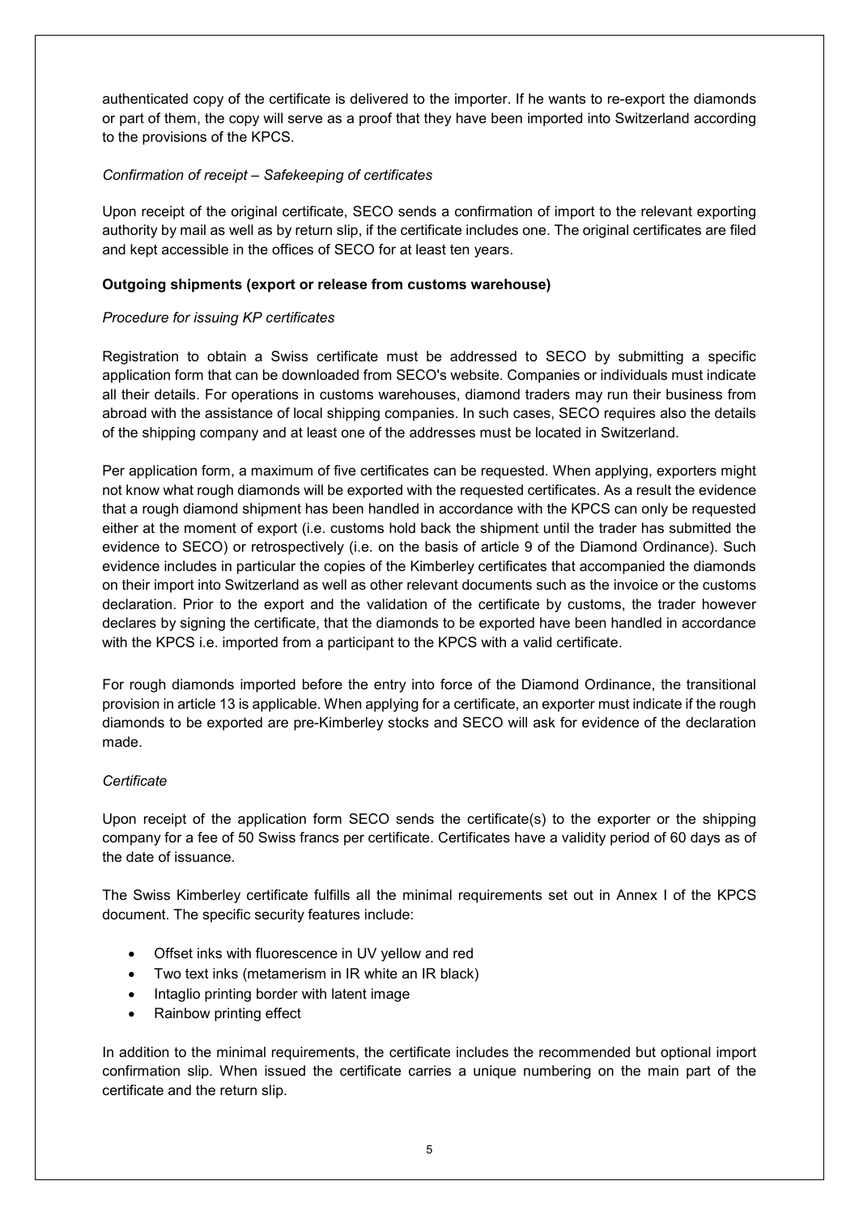authenticated copy of the certificate is delivered to the importer. If he wants to re-export the diamonds or part of them, the copy will serve as a proof that they have been imported into Switzerland according to the provisions of the KPCS.

*Confirmation of receipt – Safekeeping of certificates*

Upon receipt of the original certificate, SECO sends a confirmation of import to the relevant exporting authority by mail as well as by return slip, if the certificate includes one. The original certificates are filed and kept accessible in the offices of SECO for at least ten years.

**Outgoing shipments (export or release from customs warehouse)**

*Procedure for issuing KP certificates*

Registration to obtain a Swiss certificate must be addressed to SECO by submitting a specific application form that can be downloaded from SECO's website. Companies or individuals must indicate all their details. For operations in customs warehouses, diamond traders may run their business from abroad with the assistance of local shipping companies. In such cases, SECO requires also the details of the shipping company and at least one of the addresses must be located in Switzerland.

Per application form, a maximum of five certificates can be requested. When applying, exporters might not know what rough diamonds will be exported with the requested certificates. As a result the evidence that a rough diamond shipment has been handled in accordance with the KPCS can only be requested either at the moment of export (i.e. customs hold back the shipment until the trader has submitted the evidence to SECO) or retrospectively (i.e. on the basis of article 9 of the Diamond Ordinance). Such evidence includes in particular the copies of the Kimberley certificates that accompanied the diamonds on their import into Switzerland as well as other relevant documents such as the invoice or the customs declaration. Prior to the export and the validation of the certificate by customs, the trader however declares by signing the certificate, that the diamonds to be exported have been handled in accordance with the KPCS i.e. imported from a participant to the KPCS with a valid certificate.

For rough diamonds imported before the entry into force of the Diamond Ordinance, the transitional provision in article 13 is applicable. When applying for a certificate, an exporter must indicate if the rough diamonds to be exported are pre-Kimberley stocks and SECO will ask for evidence of the declaration made.

*Certificate*

Upon receipt of the application form SECO sends the certificate(s) to the exporter or the shipping company for a fee of 50 Swiss francs per certificate. Certificates have a validity period of 60 days as of the date of issuance.

The Swiss Kimberley certificate fulfills all the minimal requirements set out in Annex I of the KPCS document. The specific security features include:

- Offset inks with fluorescence in UV yellow and red
- Two text inks (metamerism in IR white an IR black)
- Intaglio printing border with latent image
- Rainbow printing effect

In addition to the minimal requirements, the certificate includes the recommended but optional import confirmation slip. When issued the certificate carries a unique numbering on the main part of the certificate and the return slip.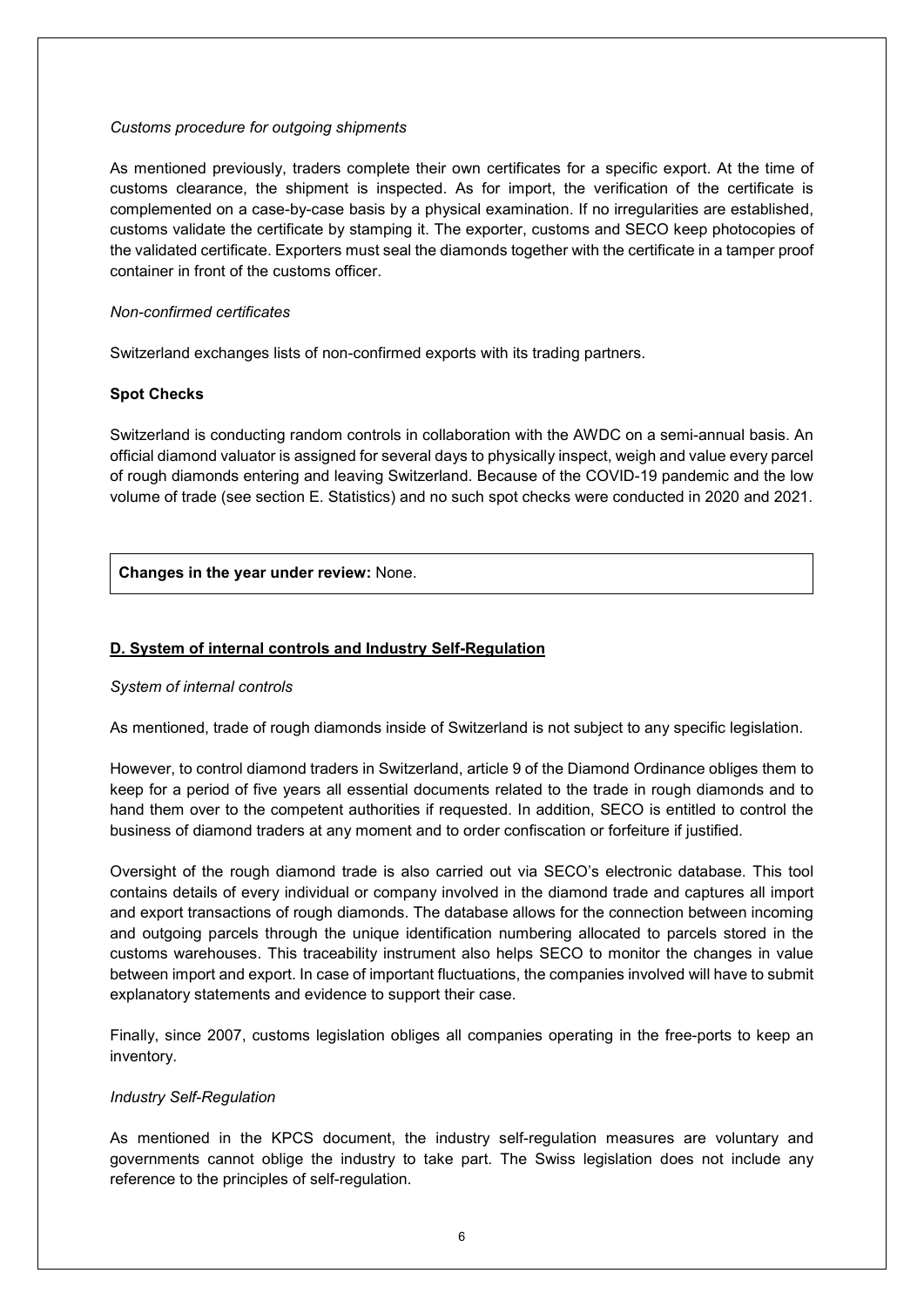*Customs procedure for outgoing shipments*

As mentioned previously, traders complete their own certificates for a specific export. At the time of customs clearance, the shipment is inspected. As for import, the verification of the certificate is complemented on a case-by-case basis by a physical examination. If no irregularities are established, customs validate the certificate by stamping it. The exporter, customs and SECO keep photocopies of the validated certificate. Exporters must seal the diamonds together with the certificate in a tamper proof container in front of the customs officer.

*Non-confirmed certificates*

Switzerland exchanges lists of non-confirmed exports with its trading partners.

**Spot Checks**

Switzerland is conducting random controls in collaboration with the AWDC on a semi-annual basis. An official diamond valuator is assigned for several days to physically inspect, weigh and value every parcel of rough diamonds entering and leaving Switzerland. Because of the COVID-19 pandemic and the low volume of trade (see section E. Statistics) and no such spot checks were conducted in 2020 and 2021.

**Changes in the year under review:** None.

## D. System of internal controls and Industry Self-Regulation

*System of internal controls*

As mentioned, trade of rough diamonds inside of Switzerland is not subject to any specific legislation.

However, to control diamond traders in Switzerland, article 9 of the Diamond Ordinance obliges them to keep for a period of five years all essential documents related to the trade in rough diamonds and to hand them over to the competent authorities if requested. In addition, SECO is entitled to control the business of diamond traders at any moment and to order confiscation or forfeiture if justified.

Oversight of the rough diamond trade is also carried out via SECO's electronic database. This tool contains details of every individual or company involved in the diamond trade and captures all import and export transactions of rough diamonds. The database allows for the connection between incoming and outgoing parcels through the unique identification numbering allocated to parcels stored in the customs warehouses. This traceability instrument also helps SECO to monitor the changes in value between import and export. In case of important fluctuations, the companies involved will have to submit explanatory statements and evidence to support their case.

Finally, since 2007, customs legislation obliges all companies operating in the free-ports to keep an inventory.

*Industry Self-Regulation*

As mentioned in the KPCS document, the industry self-regulation measures are voluntary and governments cannot oblige the industry to take part. The Swiss legislation does not include any reference to the principles of self-regulation.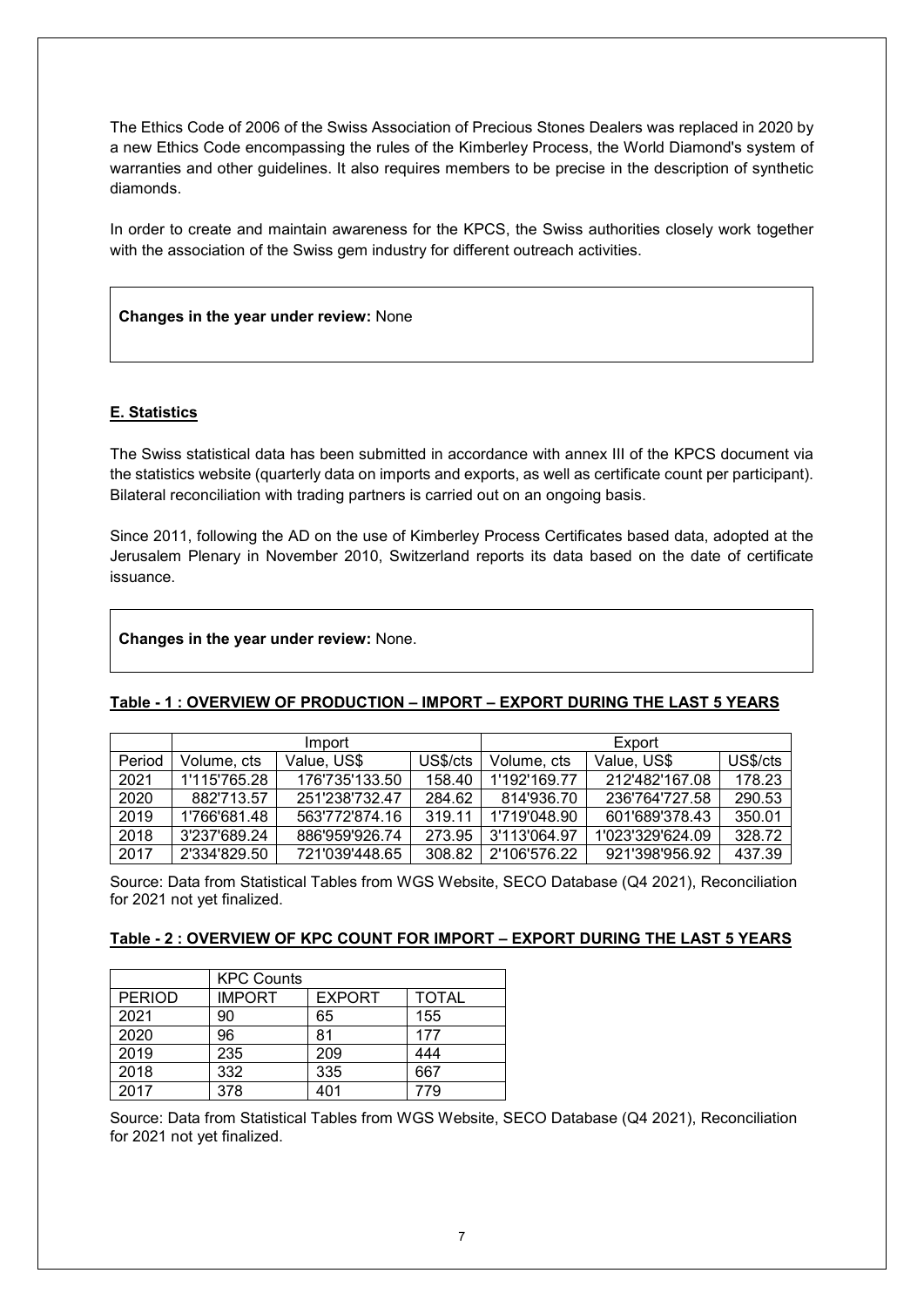The Ethics Code of 2006 of the Swiss Association of Precious Stones Dealers was replaced in 2020 by a new Ethics Code encompassing the rules of the Kimberley Process, the World Diamond's system of warranties and other guidelines. It also requires members to be precise in the description of synthetic diamonds.

In order to create and maintain awareness for the KPCS, the Swiss authorities closely work together with the association of the Swiss gem industry for different outreach activities.

**Changes in the year under review:** None

## E. Statistics

The Swiss statistical data has been submitted in accordance with annex III of the KPCS document via the statistics website (quarterly data on imports and exports, as well as certificate count per participant). Bilateral reconciliation with trading partners is carried out on an ongoing basis.

Since 2011, following the AD on the use of Kimberley Process Certificates based data, adopted at the Jerusalem Plenary in November 2010, Switzerland reports its data based on the date of certificate issuance.

**Changes in the year under review:** None.

### Table - 1 : OVERVIEW OF PRODUCTION – IMPORT – EXPORT DURING THE LAST 5 YEARS

| | Import | | | Export | | |
|---|---|---|---|---|---|---|
| Period | Volume, cts | Value, US$ | US$/cts | Volume, cts | Value, US$ | US$/cts |
| 2021 | 1'115'765.28 | 176'735'133.50 | 158.40 | 1'192'169.77 | 212'482'167.08 | 178.23 |
| 2020 | 882'713.57 | 251'238'732.47 | 284.62 | 814'936.70 | 236'764'727.58 | 290.53 |
| 2019 | 1'766'681.48 | 563'772'874.16 | 319.11 | 1'719'048.90 | 601'689'378.43 | 350.01 |
| 2018 | 3'237'689.24 | 886'959'926.74 | 273.95 | 3'113'064.97 | 1'023'329'624.09 | 328.72 |
| 2017 | 2'334'829.50 | 721'039'448.65 | 308.82 | 2'106'576.22 | 921'398'956.92 | 437.39 |

Source: Data from Statistical Tables from WGS Website, SECO Database (Q4 2021), Reconciliation for 2021 not yet finalized.

### Table - 2 : OVERVIEW OF KPC COUNT FOR IMPORT – EXPORT DURING THE LAST 5 YEARS

| | KPC Counts | | |
|---|---|---|---|
| PERIOD | IMPORT | EXPORT | TOTAL |
| 2021 | 90 | 65 | 155 |
| 2020 | 96 | 81 | 177 |
| 2019 | 235 | 209 | 444 |
| 2018 | 332 | 335 | 667 |
| 2017 | 378 | 401 | 779 |

Source: Data from Statistical Tables from WGS Website, SECO Database (Q4 2021), Reconciliation for 2021 not yet finalized.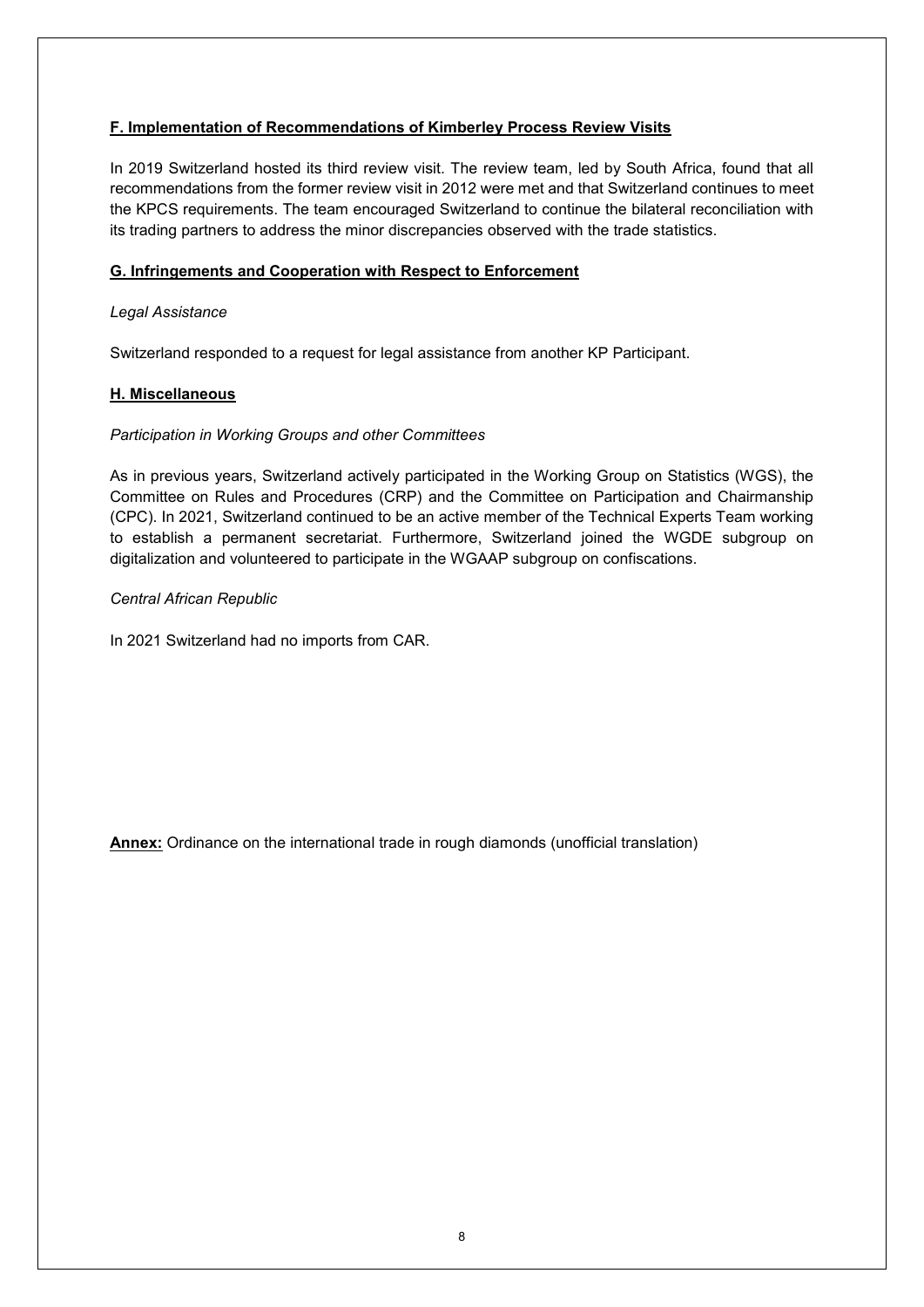## F. Implementation of Recommendations of Kimberley Process Review Visits

In 2019 Switzerland hosted its third review visit. The review team, led by South Africa, found that all recommendations from the former review visit in 2012 were met and that Switzerland continues to meet the KPCS requirements. The team encouraged Switzerland to continue the bilateral reconciliation with its trading partners to address the minor discrepancies observed with the trade statistics.

## G. Infringements and Cooperation with Respect to Enforcement

*Legal Assistance*

Switzerland responded to a request for legal assistance from another KP Participant.

## H. Miscellaneous

*Participation in Working Groups and other Committees*

As in previous years, Switzerland actively participated in the Working Group on Statistics (WGS), the Committee on Rules and Procedures (CRP) and the Committee on Participation and Chairmanship (CPC). In 2021, Switzerland continued to be an active member of the Technical Experts Team working to establish a permanent secretariat. Furthermore, Switzerland joined the WGDE subgroup on digitalization and volunteered to participate in the WGAAP subgroup on confiscations.

*Central African Republic*

In 2021 Switzerland had no imports from CAR.

**Annex:** Ordinance on the international trade in rough diamonds (unofficial translation)